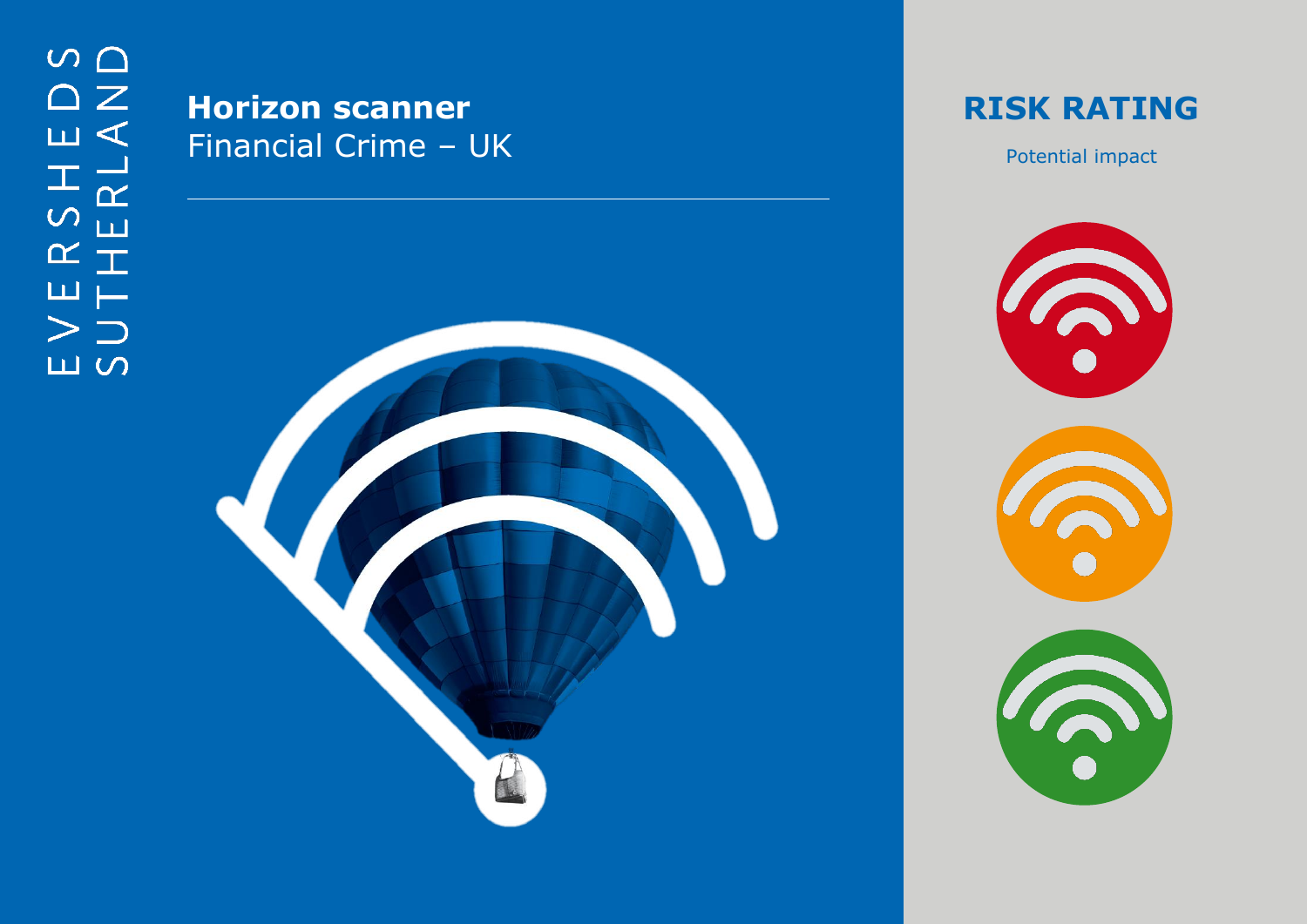EVERSHEDS SUTHERLAND

# Horizon scanner

Financial Crime – UK

## RISK RATING

Potential impact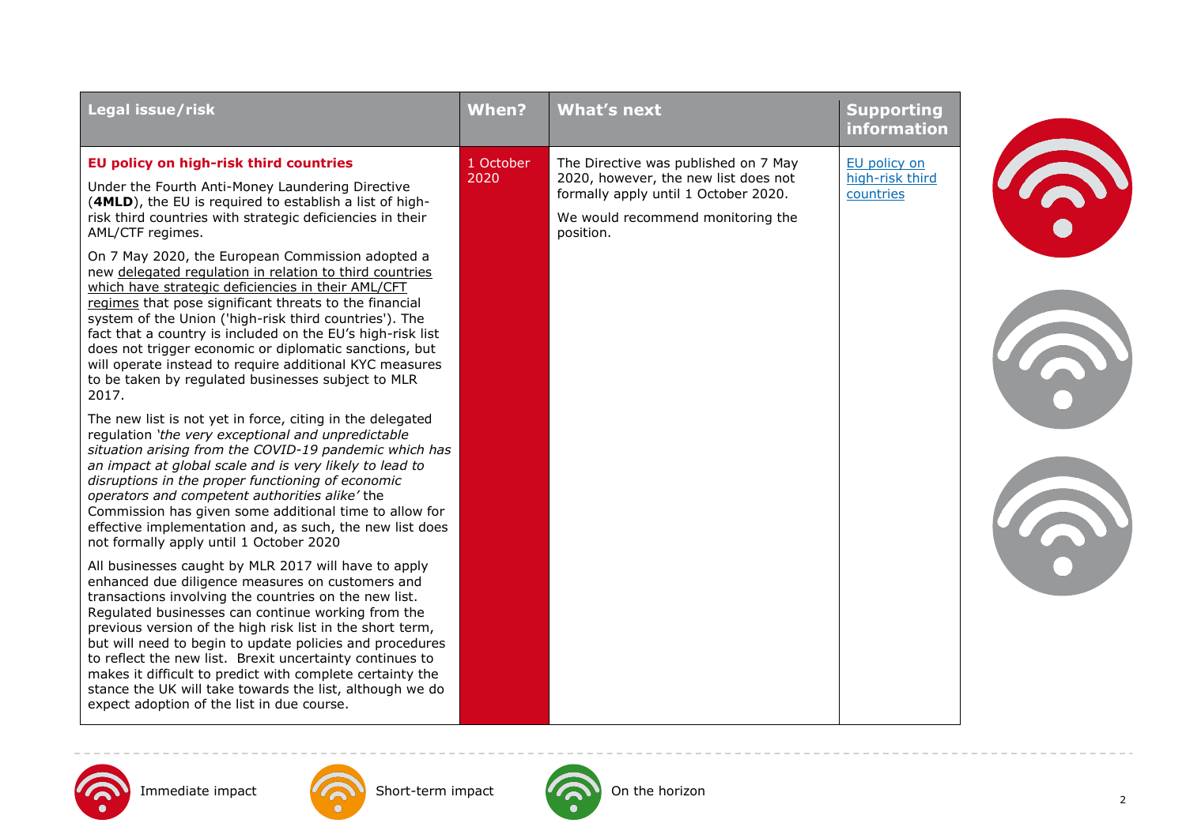| Legal issue/risk | When? | What's next | Supporting information |
|---|---|---|---|
| **EU policy on high-risk third countries**<br><br>Under the Fourth Anti-Money Laundering Directive (**4MLD**), the EU is required to establish a list of high-risk third countries with strategic deficiencies in their AML/CTF regimes.<br><br>On 7 May 2020, the European Commission adopted a new delegated regulation in relation to third countries which have strategic deficiencies in their AML/CFT regimes that pose significant threats to the financial system of the Union ('high-risk third countries'). The fact that a country is included on the EU's high-risk list does not trigger economic or diplomatic sanctions, but will operate instead to require additional KYC measures to be taken by regulated businesses subject to MLR 2017.<br><br>The new list is not yet in force, citing in the delegated regulation *'the very exceptional and unpredictable situation arising from the COVID-19 pandemic which has an impact at global scale and is very likely to lead to disruptions in the proper functioning of economic operators and competent authorities alike'* the Commission has given some additional time to allow for effective implementation and, as such, the new list does not formally apply until 1 October 2020<br><br>All businesses caught by MLR 2017 will have to apply enhanced due diligence measures on customers and transactions involving the countries on the new list. Regulated businesses can continue working from the previous version of the high risk list in the short term, but will need to begin to update policies and procedures to reflect the new list. Brexit uncertainty continues to makes it difficult to predict with complete certainty the stance the UK will take towards the list, although we do expect adoption of the list in due course. | 1 October 2020 | The Directive was published on 7 May 2020, however, the new list does not formally apply until 1 October 2020.<br><br>We would recommend monitoring the position. | EU policy on high-risk third countries |

Immediate impact

Short-term impact

On the horizon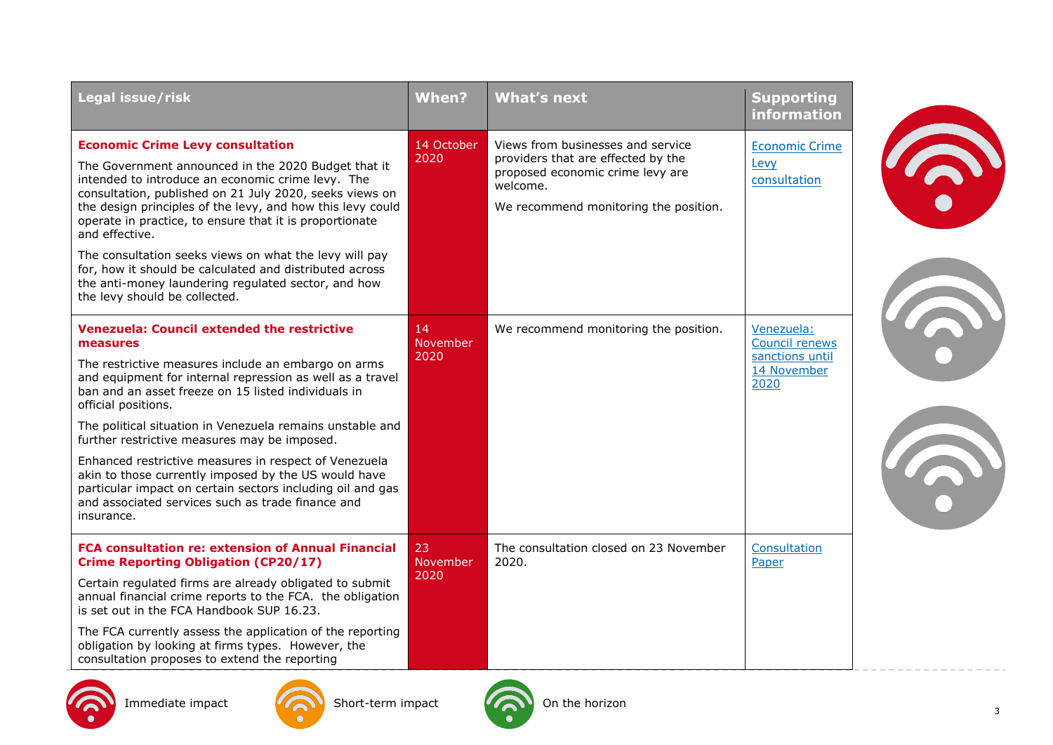| Legal issue/risk | When? | What's next | Supporting information |
|---|---|---|---|
| **Economic Crime Levy consultation**<br><br>The Government announced in the 2020 Budget that it intended to introduce an economic crime levy. The consultation, published on 21 July 2020, seeks views on the design principles of the levy, and how this levy could operate in practice, to ensure that it is proportionate and effective.<br><br>The consultation seeks views on what the levy will pay for, how it should be calculated and distributed across the anti-money laundering regulated sector, and how the levy should be collected. | 14 October 2020 | Views from businesses and service providers that are effected by the proposed economic crime levy are welcome.<br><br>We recommend monitoring the position. | Economic Crime Levy consultation |
| **Venezuela: Council extended the restrictive measures**<br><br>The restrictive measures include an embargo on arms and equipment for internal repression as well as a travel ban and an asset freeze on 15 listed individuals in official positions.<br><br>The political situation in Venezuela remains unstable and further restrictive measures may be imposed.<br><br>Enhanced restrictive measures in respect of Venezuela akin to those currently imposed by the US would have particular impact on certain sectors including oil and gas and associated services such as trade finance and insurance. | 14 November 2020 | We recommend monitoring the position. | Venezuela: Council renews sanctions until 14 November 2020 |
| **FCA consultation re: extension of Annual Financial Crime Reporting Obligation (CP20/17)**<br><br>Certain regulated firms are already obligated to submit annual financial crime reports to the FCA. the obligation is set out in the FCA Handbook SUP 16.23.<br><br>The FCA currently assess the application of the reporting obligation by looking at firms types. However, the consultation proposes to extend the reporting | 23 November 2020 | The consultation closed on 23 November 2020. | Consultation Paper |

Immediate impact | Short-term impact | On the horizon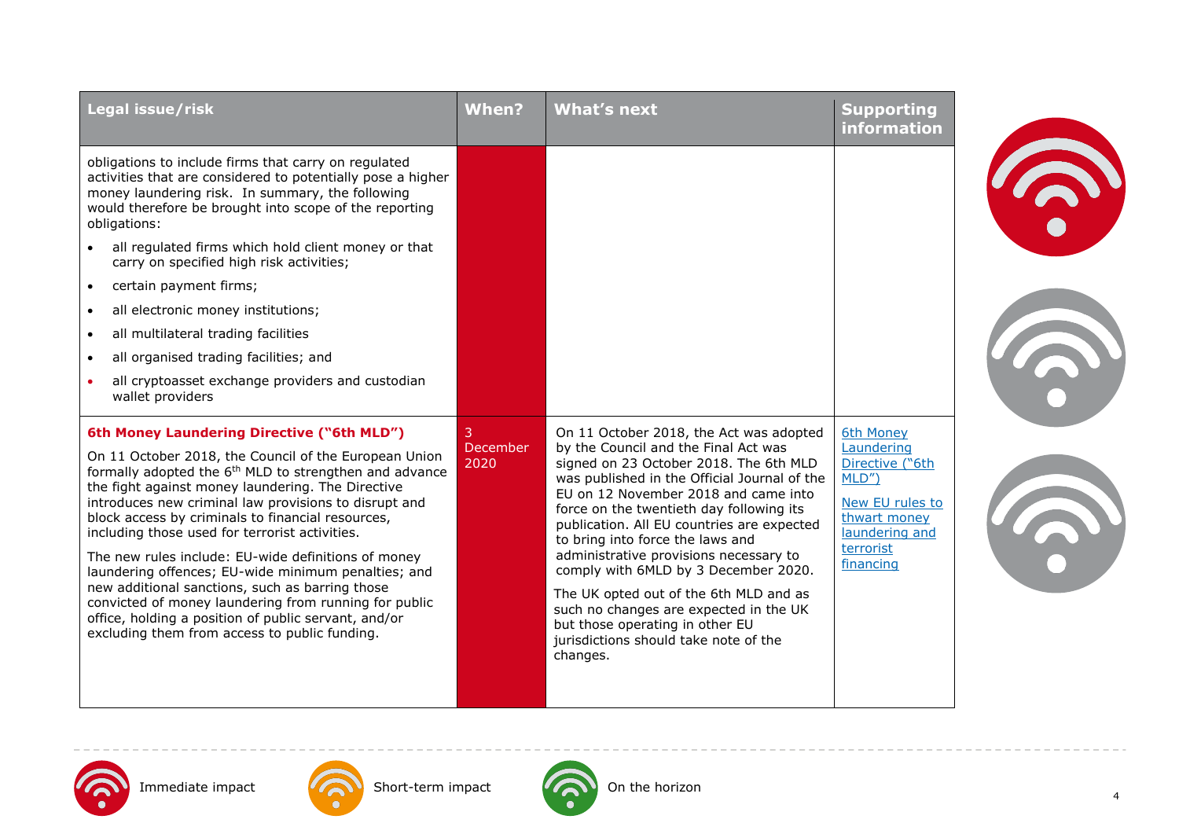| Legal issue/risk | When? | What's next | Supporting information |
|---|---|---|---|
| obligations to include firms that carry on regulated activities that are considered to potentially pose a higher money laundering risk. In summary, the following would therefore be brought into scope of the reporting obligations:<br>• all regulated firms which hold client money or that carry on specified high risk activities;<br>• certain payment firms;<br>• all electronic money institutions;<br>• all multilateral trading facilities<br>• all organised trading facilities; and<br>• all cryptoasset exchange providers and custodian wallet providers | | | |
| **6th Money Laundering Directive ("6th MLD")**<br>On 11 October 2018, the Council of the European Union formally adopted the 6th MLD to strengthen and advance the fight against money laundering. The Directive introduces new criminal law provisions to disrupt and block access by criminals to financial resources, including those used for terrorist activities.<br>The new rules include: EU-wide definitions of money laundering offences; EU-wide minimum penalties; and new additional sanctions, such as barring those convicted of money laundering from running for public office, holding a position of public servant, and/or excluding them from access to public funding. | 3 December 2020 | On 11 October 2018, the Act was adopted by the Council and the Final Act was signed on 23 October 2018. The 6th MLD was published in the Official Journal of the EU on 12 November 2018 and came into force on the twentieth day following its publication. All EU countries are expected to bring into force the laws and administrative provisions necessary to comply with 6MLD by 3 December 2020.<br>The UK opted out of the 6th MLD and as such no changes are expected in the UK but those operating in other EU jurisdictions should take note of the changes. | 6th Money Laundering Directive ("6th MLD")<br>New EU rules to thwart money laundering and terrorist financing |

Immediate impact

Short-term impact

On the horizon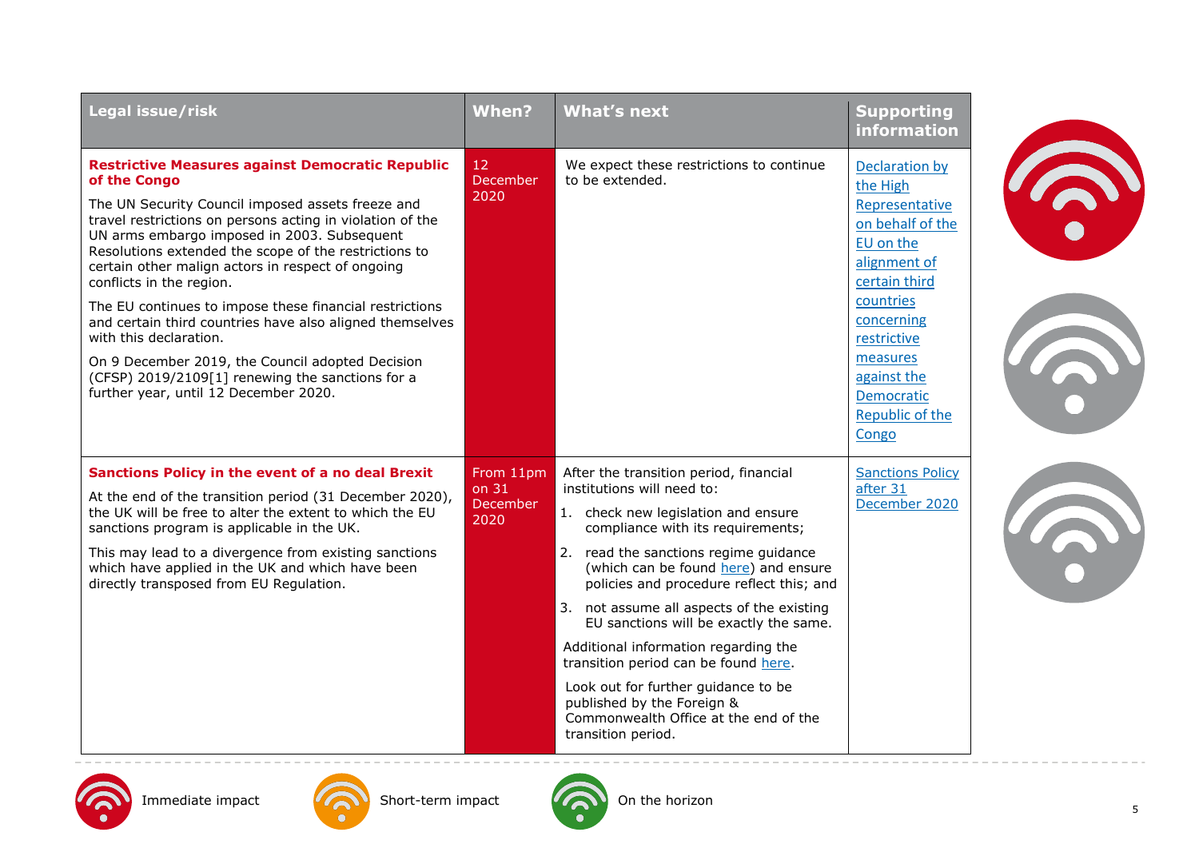| Legal issue/risk | When? | What's next | Supporting information |
| --- | --- | --- | --- |
| **Restrictive Measures against Democratic Republic of the Congo**<br><br>The UN Security Council imposed assets freeze and travel restrictions on persons acting in violation of the UN arms embargo imposed in 2003. Subsequent Resolutions extended the scope of the restrictions to certain other malign actors in respect of ongoing conflicts in the region.<br><br>The EU continues to impose these financial restrictions and certain third countries have also aligned themselves with this declaration.<br><br>On 9 December 2019, the Council adopted Decision (CFSP) 2019/2109[1] renewing the sanctions for a further year, until 12 December 2020. | 12 December 2020 | We expect these restrictions to continue to be extended. | Declaration by the High Representative on behalf of the EU on the alignment of certain third countries concerning restrictive measures against the Democratic Republic of the Congo |
| **Sanctions Policy in the event of a no deal Brexit**<br><br>At the end of the transition period (31 December 2020), the UK will be free to alter the extent to which the EU sanctions program is applicable in the UK.<br><br>This may lead to a divergence from existing sanctions which have applied in the UK and which have been directly transposed from EU Regulation. | From 11pm on 31 December 2020 | After the transition period, financial institutions will need to:<br><br>1. check new legislation and ensure compliance with its requirements;<br>2. read the sanctions regime guidance (which can be found here) and ensure policies and procedure reflect this; and<br>3. not assume all aspects of the existing EU sanctions will be exactly the same.<br><br>Additional information regarding the transition period can be found here.<br><br>Look out for further guidance to be published by the Foreign & Commonwealth Office at the end of the transition period. | Sanctions Policy after 31 December 2020 |

Immediate impact | Short-term impact | On the horizon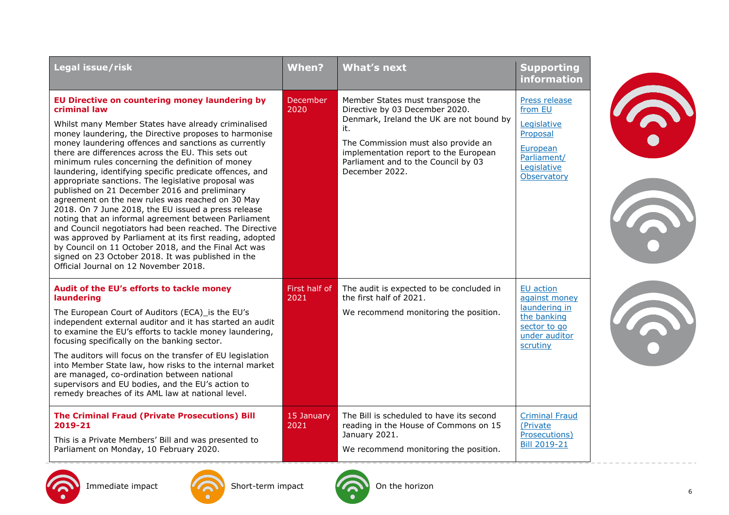| Legal issue/risk | When? | What's next | Supporting information |
|---|---|---|---|
| **EU Directive on countering money laundering by criminal law**<br><br>Whilst many Member States have already criminalised money laundering, the Directive proposes to harmonise money laundering offences and sanctions as currently there are differences across the EU. This sets out minimum rules concerning the definition of money laundering, identifying specific predicate offences, and appropriate sanctions. The legislative proposal was published on 21 December 2016 and preliminary agreement on the new rules was reached on 30 May 2018. On 7 June 2018, the EU issued a press release noting that an informal agreement between Parliament and Council negotiators had been reached. The Directive was approved by Parliament at its first reading, adopted by Council on 11 October 2018, and the Final Act was signed on 23 October 2018. It was published in the Official Journal on 12 November 2018. | December 2020 | Member States must transpose the Directive by 03 December 2020. Denmark, Ireland the UK are not bound by it.<br><br>The Commission must also provide an implementation report to the European Parliament and to the Council by 03 December 2022. | Press release from EU<br><br>Legislative Proposal<br><br>European Parliament/ Legislative Observatory |
| **Audit of the EU's efforts to tackle money laundering**<br><br>The European Court of Auditors (ECA)_is the EU's independent external auditor and it has started an audit to examine the EU's efforts to tackle money laundering, focusing specifically on the banking sector.<br><br>The auditors will focus on the transfer of EU legislation into Member State law, how risks to the internal market are managed, co-ordination between national supervisors and EU bodies, and the EU's action to remedy breaches of its AML law at national level. | First half of 2021 | The audit is expected to be concluded in the first half of 2021.<br><br>We recommend monitoring the position. | EU action against money laundering in the banking sector to go under auditor scrutiny |
| **The Criminal Fraud (Private Prosecutions) Bill 2019-21**<br><br>This is a Private Members' Bill and was presented to Parliament on Monday, 10 February 2020. | 15 January 2021 | The Bill is scheduled to have its second reading in the House of Commons on 15 January 2021.<br><br>We recommend monitoring the position. | Criminal Fraud (Private Prosecutions) Bill 2019-21 |

Immediate impact | Short-term impact | On the horizon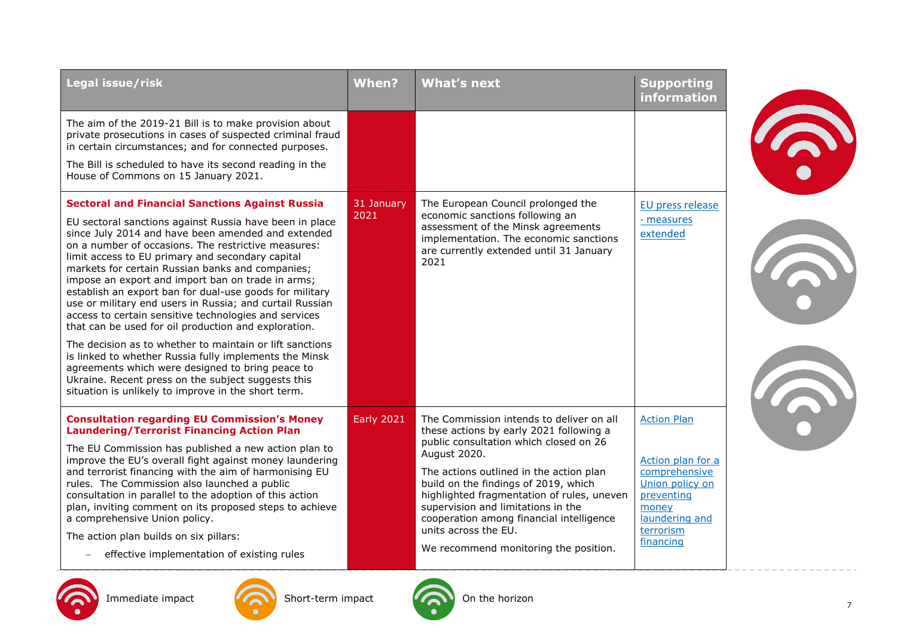| Legal issue/risk | When? | What's next | Supporting information |
|---|---|---|---|
| The aim of the 2019-21 Bill is to make provision about private prosecutions in cases of suspected criminal fraud in certain circumstances; and for connected purposes.<br><br>The Bill is scheduled to have its second reading in the House of Commons on 15 January 2021. | | | |
| **Sectoral and Financial Sanctions Against Russia**<br><br>EU sectoral sanctions against Russia have been in place since July 2014 and have been amended and extended on a number of occasions. The restrictive measures: limit access to EU primary and secondary capital markets for certain Russian banks and companies; impose an export and import ban on trade in arms; establish an export ban for dual-use goods for military use or military end users in Russia; and curtail Russian access to certain sensitive technologies and services that can be used for oil production and exploration.<br><br>The decision as to whether to maintain or lift sanctions is linked to whether Russia fully implements the Minsk agreements which were designed to bring peace to Ukraine. Recent press on the subject suggests this situation is unlikely to improve in the short term. | 31 January 2021 | The European Council prolonged the economic sanctions following an assessment of the Minsk agreements implementation. The economic sanctions are currently extended until 31 January 2021 | EU press release - measures extended |
| **Consultation regarding EU Commission's Money Laundering/Terrorist Financing Action Plan**<br><br>The EU Commission has published a new action plan to improve the EU's overall fight against money laundering and terrorist financing with the aim of harmonising EU rules. The Commission also launched a public consultation in parallel to the adoption of this action plan, inviting comment on its proposed steps to achieve a comprehensive Union policy.<br><br>The action plan builds on six pillars:<br><br>– effective implementation of existing rules | Early 2021 | The Commission intends to deliver on all these actions by early 2021 following a public consultation which closed on 26 August 2020.<br><br>The actions outlined in the action plan build on the findings of 2019, which highlighted fragmentation of rules, uneven supervision and limitations in the cooperation among financial intelligence units across the EU.<br><br>We recommend monitoring the position. | Action Plan<br><br>Action plan for a comprehensive Union policy on preventing money laundering and terrorism financing |

Immediate impact | Short-term impact | On the horizon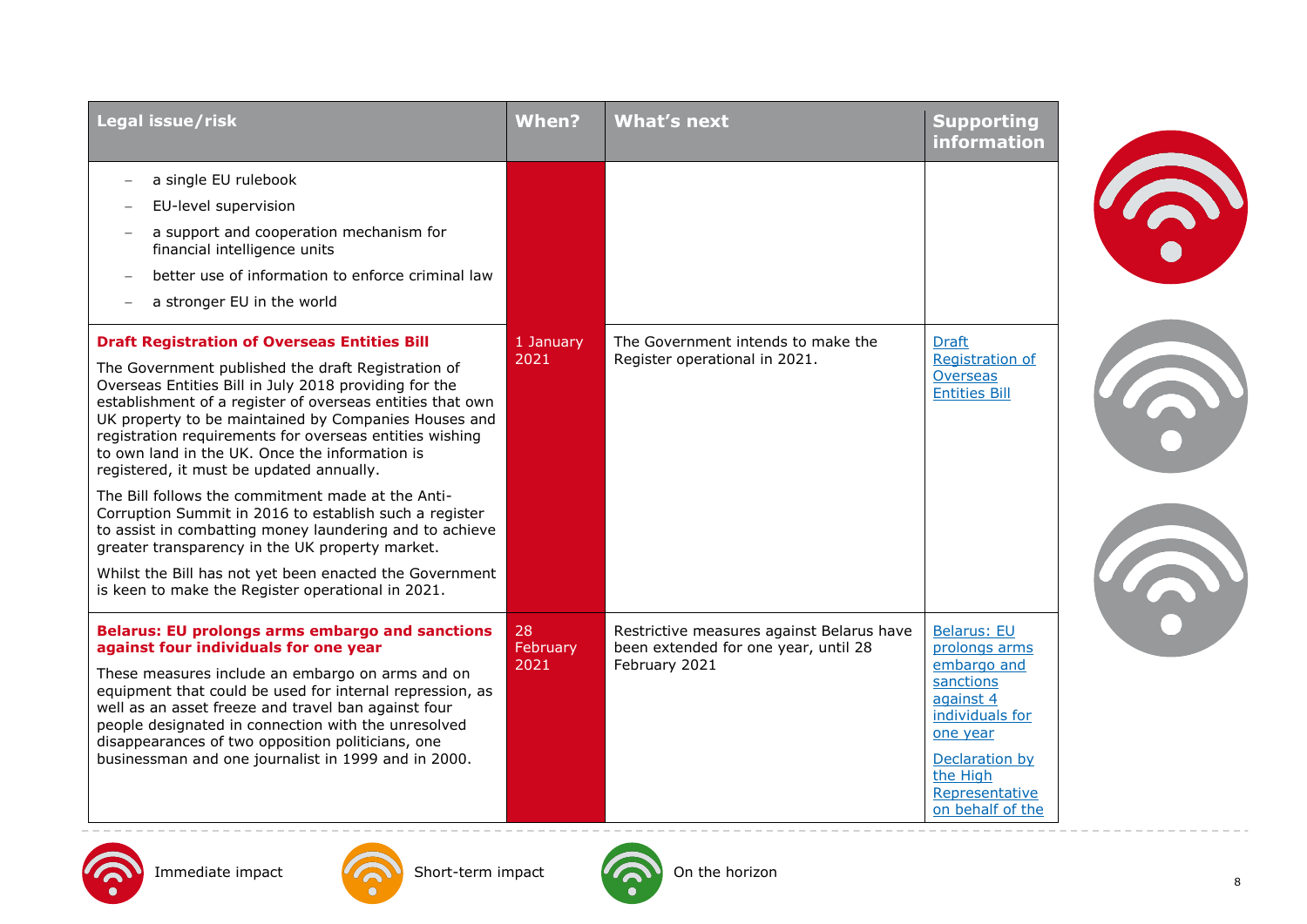| Legal issue/risk | When? | What's next | Supporting information |
|---|---|---|---|
| – a single EU rulebook<br>– EU-level supervision<br>– a support and cooperation mechanism for financial intelligence units<br>– better use of information to enforce criminal law<br>– a stronger EU in the world | | | |
| **Draft Registration of Overseas Entities Bill**<br><br>The Government published the draft Registration of Overseas Entities Bill in July 2018 providing for the establishment of a register of overseas entities that own UK property to be maintained by Companies Houses and registration requirements for overseas entities wishing to own land in the UK. Once the information is registered, it must be updated annually.<br><br>The Bill follows the commitment made at the Anti-Corruption Summit in 2016 to establish such a register to assist in combatting money laundering and to achieve greater transparency in the UK property market.<br><br>Whilst the Bill has not yet been enacted the Government is keen to make the Register operational in 2021. | 1 January 2021 | The Government intends to make the Register operational in 2021. | Draft Registration of Overseas Entities Bill |
| **Belarus: EU prolongs arms embargo and sanctions against four individuals for one year**<br><br>These measures include an embargo on arms and on equipment that could be used for internal repression, as well as an asset freeze and travel ban against four people designated in connection with the unresolved disappearances of two opposition politicians, one businessman and one journalist in 1999 and in 2000. | 28 February 2021 | Restrictive measures against Belarus have been extended for one year, until 28 February 2021 | Belarus: EU prolongs arms embargo and sanctions against 4 individuals for one year<br><br>Declaration by the High Representative on behalf of the |

Immediate impact | Short-term impact | On the horizon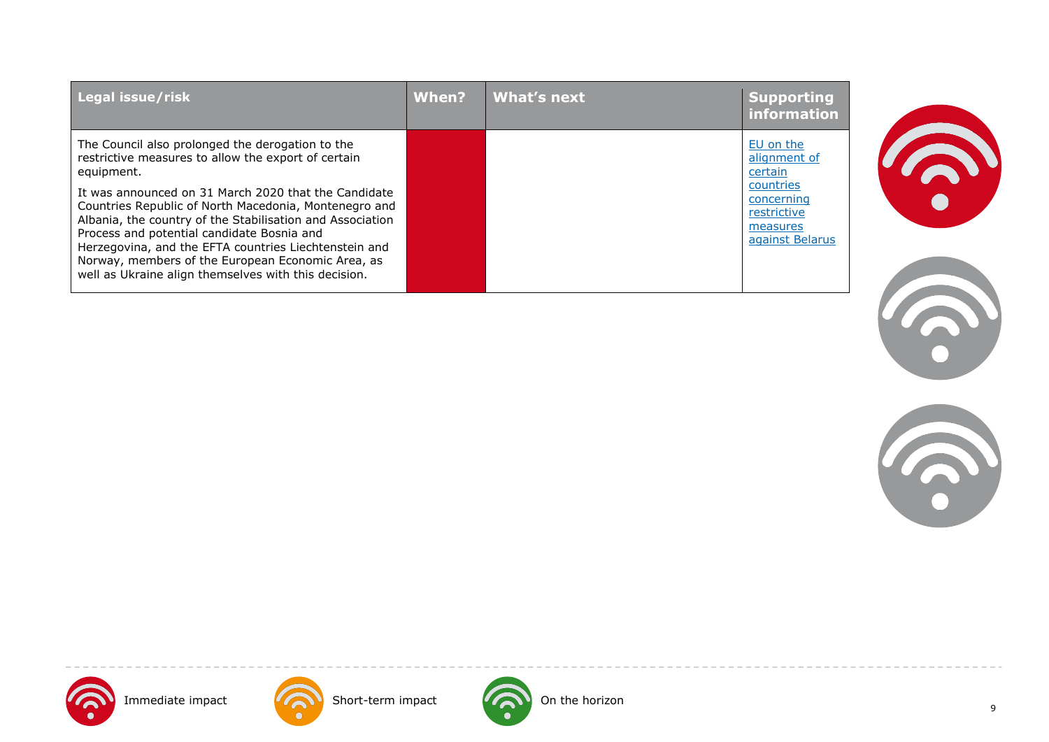| Legal issue/risk | When? | What's next | Supporting information |
|---|---|---|---|
| The Council also prolonged the derogation to the restrictive measures to allow the export of certain equipment.<br><br>It was announced on 31 March 2020 that the Candidate Countries Republic of North Macedonia, Montenegro and Albania, the country of the Stabilisation and Association Process and potential candidate Bosnia and Herzegovina, and the EFTA countries Liechtenstein and Norway, members of the European Economic Area, as well as Ukraine align themselves with this decision. | | | EU on the alignment of certain countries concerning restrictive measures against Belarus |

Immediate impact    Short-term impact    On the horizon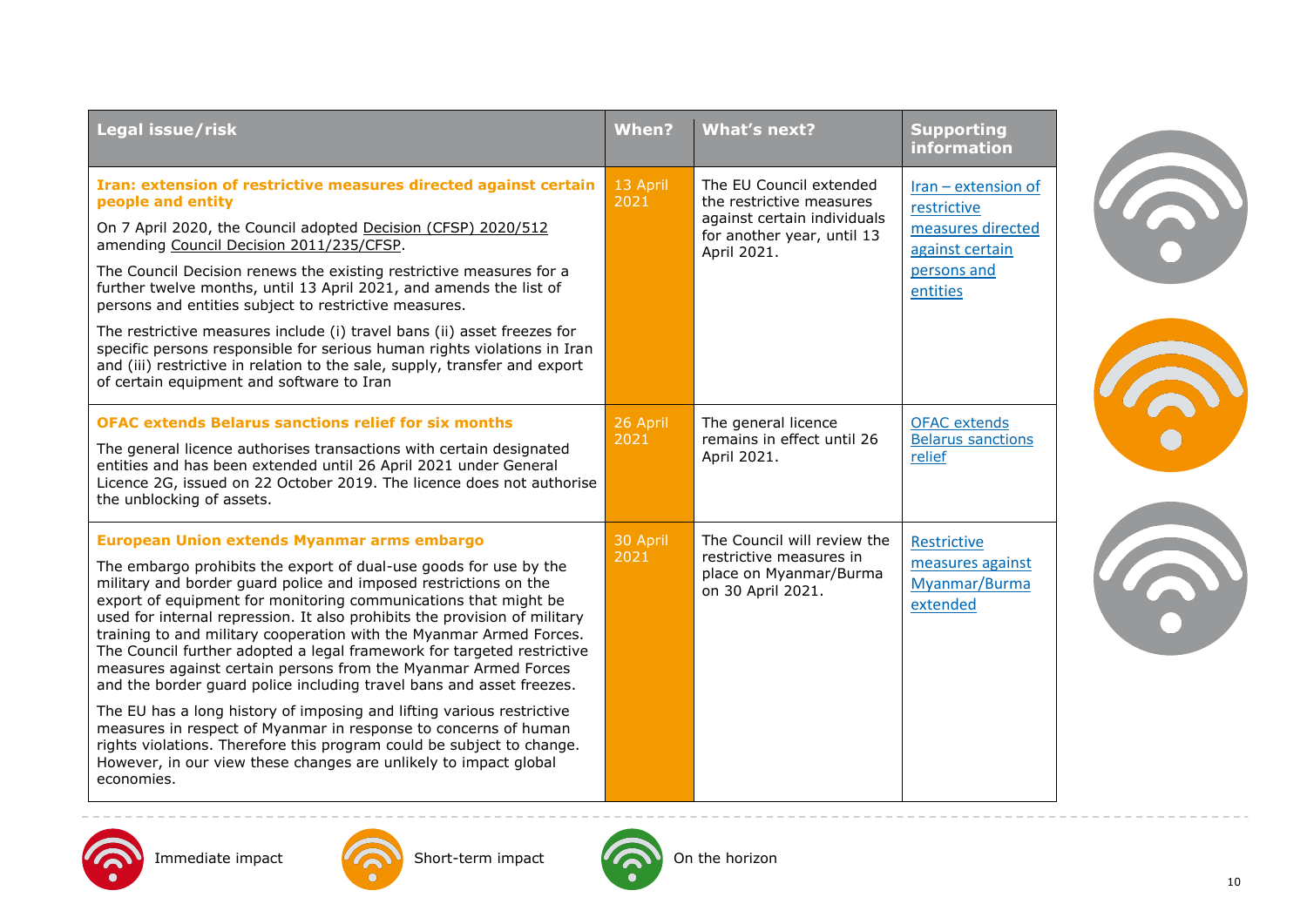| Legal issue/risk | When? | What's next? | Supporting information |
|---|---|---|---|
| **Iran: extension of restrictive measures directed against certain people and entity**<br><br>On 7 April 2020, the Council adopted Decision (CFSP) 2020/512 amending Council Decision 2011/235/CFSP.<br><br>The Council Decision renews the existing restrictive measures for a further twelve months, until 13 April 2021, and amends the list of persons and entities subject to restrictive measures.<br><br>The restrictive measures include (i) travel bans (ii) asset freezes for specific persons responsible for serious human rights violations in Iran and (iii) restrictive in relation to the sale, supply, transfer and export of certain equipment and software to Iran | 13 April 2021 | The EU Council extended the restrictive measures against certain individuals for another year, until 13 April 2021. | Iran – extension of restrictive measures directed against certain persons and entities |
| **OFAC extends Belarus sanctions relief for six months**<br><br>The general licence authorises transactions with certain designated entities and has been extended until 26 April 2021 under General Licence 2G, issued on 22 October 2019. The licence does not authorise the unblocking of assets. | 26 April 2021 | The general licence remains in effect until 26 April 2021. | OFAC extends Belarus sanctions relief |
| **European Union extends Myanmar arms embargo**<br><br>The embargo prohibits the export of dual-use goods for use by the military and border guard police and imposed restrictions on the export of equipment for monitoring communications that might be used for internal repression. It also prohibits the provision of military training to and military cooperation with the Myanmar Armed Forces. The Council further adopted a legal framework for targeted restrictive measures against certain persons from the Myanmar Armed Forces and the border guard police including travel bans and asset freezes.<br><br>The EU has a long history of imposing and lifting various restrictive measures in respect of Myanmar in response to concerns of human rights violations. Therefore this program could be subject to change. However, in our view these changes are unlikely to impact global economies. | 30 April 2021 | The Council will review the restrictive measures in place on Myanmar/Burma on 30 April 2021. | Restrictive measures against Myanmar/Burma extended |

Immediate impact | Short-term impact | On the horizon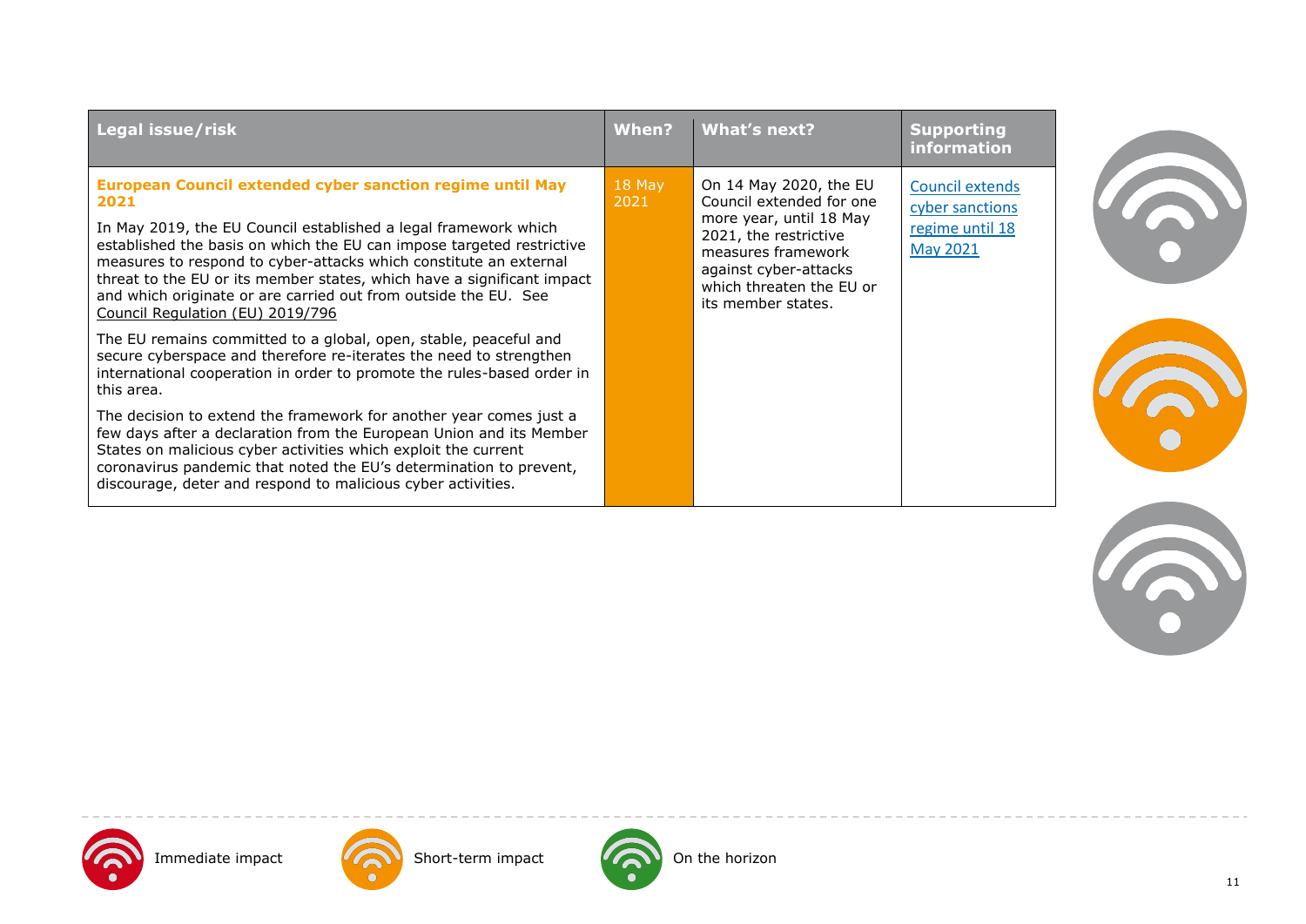| Legal issue/risk | When? | What's next? | Supporting information |
|---|---|---|---|
| **European Council extended cyber sanction regime until May 2021**<br><br>In May 2019, the EU Council established a legal framework which established the basis on which the EU can impose targeted restrictive measures to respond to cyber-attacks which constitute an external threat to the EU or its member states, which have a significant impact and which originate or are carried out from outside the EU. See Council Regulation (EU) 2019/796<br><br>The EU remains committed to a global, open, stable, peaceful and secure cyberspace and therefore re-iterates the need to strengthen international cooperation in order to promote the rules-based order in this area.<br><br>The decision to extend the framework for another year comes just a few days after a declaration from the European Union and its Member States on malicious cyber activities which exploit the current coronavirus pandemic that noted the EU's determination to prevent, discourage, deter and respond to malicious cyber activities. | 18 May 2021 | On 14 May 2020, the EU Council extended for one more year, until 18 May 2021, the restrictive measures framework against cyber-attacks which threaten the EU or its member states. | Council extends cyber sanctions regime until 18 May 2021 |

Immediate impact | Short-term impact | On the horizon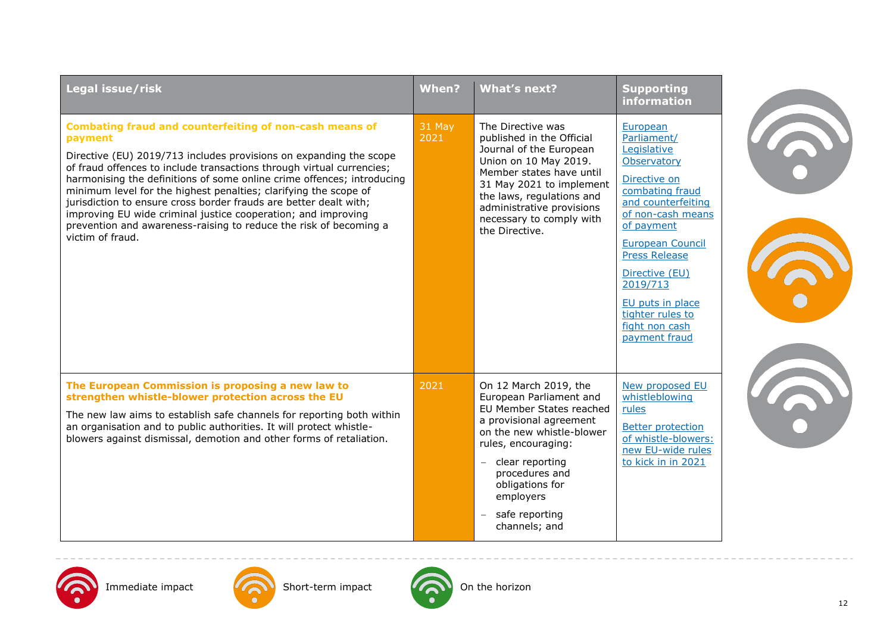| Legal issue/risk | When? | What's next? | Supporting information |
|---|---|---|---|
| **Combating fraud and counterfeiting of non-cash means of payment**<br><br>Directive (EU) 2019/713 includes provisions on expanding the scope of fraud offences to include transactions through virtual currencies; harmonising the definitions of some online crime offences; introducing minimum level for the highest penalties; clarifying the scope of jurisdiction to ensure cross border frauds are better dealt with; improving EU wide criminal justice cooperation; and improving prevention and awareness-raising to reduce the risk of becoming a victim of fraud. | 31 May 2021 | The Directive was published in the Official Journal of the European Union on 10 May 2019. Member states have until 31 May 2021 to implement the laws, regulations and administrative provisions necessary to comply with the Directive. | European Parliament/ Legislative Observatory<br><br>Directive on combating fraud and counterfeiting of non-cash means of payment<br><br>European Council Press Release<br><br>Directive (EU) 2019/713<br><br>EU puts in place tighter rules to fight non cash payment fraud |
| **The European Commission is proposing a new law to strengthen whistle-blower protection across the EU**<br><br>The new law aims to establish safe channels for reporting both within an organisation and to public authorities. It will protect whistle-blowers against dismissal, demotion and other forms of retaliation. | 2021 | On 12 March 2019, the European Parliament and EU Member States reached a provisional agreement on the new whistle-blower rules, encouraging:<br><br>– clear reporting procedures and obligations for employers<br><br>– safe reporting channels; and | New proposed EU whistleblowing rules<br><br>Better protection of whistle-blowers: new EU-wide rules to kick in in 2021 |

Immediate impact

Short-term impact

On the horizon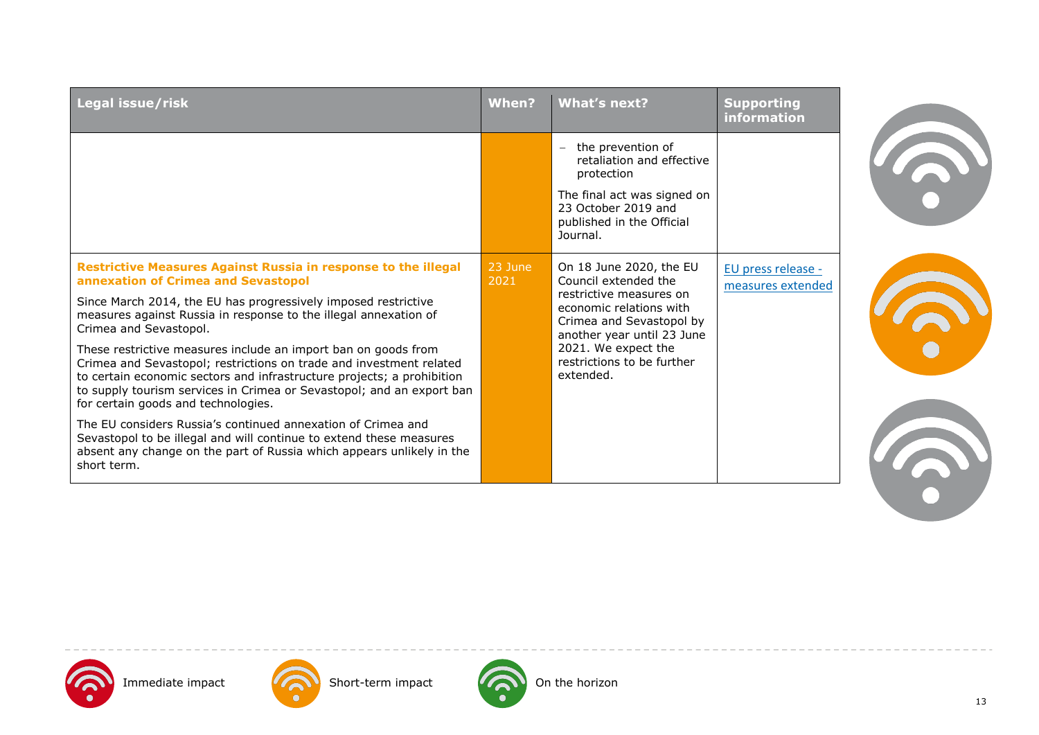| Legal issue/risk | When? | What's next? | Supporting information |
|---|---|---|---|
| | | – the prevention of retaliation and effective protection<br><br>The final act was signed on 23 October 2019 and published in the Official Journal. | |
| **Restrictive Measures Against Russia in response to the illegal annexation of Crimea and Sevastopol**<br><br>Since March 2014, the EU has progressively imposed restrictive measures against Russia in response to the illegal annexation of Crimea and Sevastopol.<br><br>These restrictive measures include an import ban on goods from Crimea and Sevastopol; restrictions on trade and investment related to certain economic sectors and infrastructure projects; a prohibition to supply tourism services in Crimea or Sevastopol; and an export ban for certain goods and technologies.<br><br>The EU considers Russia's continued annexation of Crimea and Sevastopol to be illegal and will continue to extend these measures absent any change on the part of Russia which appears unlikely in the short term. | 23 June 2021 | On 18 June 2020, the EU Council extended the restrictive measures on economic relations with Crimea and Sevastopol by another year until 23 June 2021. We expect the restrictions to be further extended. | EU press release - measures extended |

Immediate impact | Short-term impact | On the horizon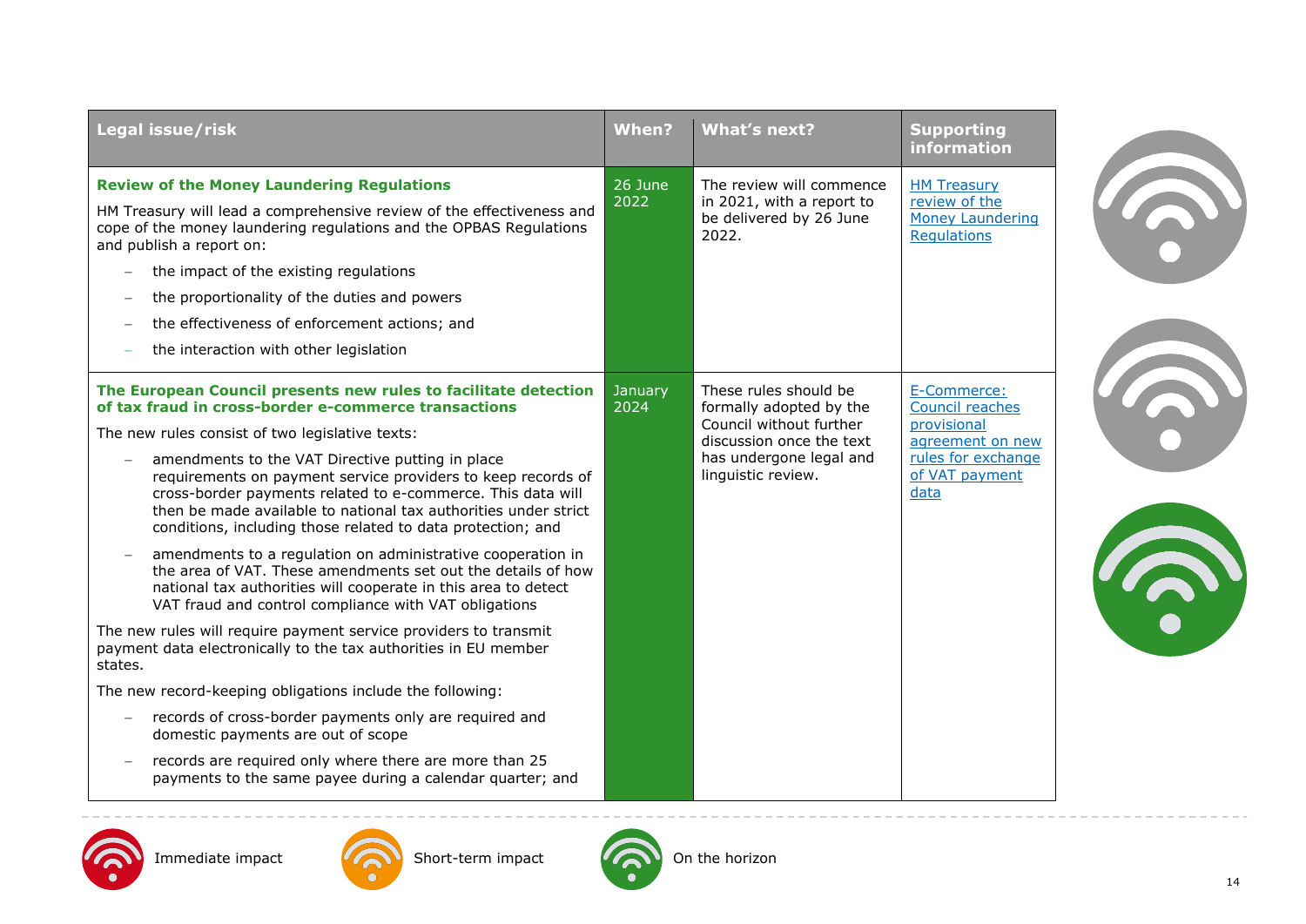| Legal issue/risk | When? | What's next? | Supporting information |
|---|---|---|---|
| **Review of the Money Laundering Regulations**<br><br>HM Treasury will lead a comprehensive review of the effectiveness and cope of the money laundering regulations and the OPBAS Regulations and publish a report on:<br><br>– the impact of the existing regulations<br>– the proportionality of the duties and powers<br>– the effectiveness of enforcement actions; and<br>– the interaction with other legislation | 26 June 2022 | The review will commence in 2021, with a report to be delivered by 26 June 2022. | HM Treasury review of the Money Laundering Regulations |
| **The European Council presents new rules to facilitate detection of tax fraud in cross-border e-commerce transactions**<br><br>The new rules consist of two legislative texts:<br><br>– amendments to the VAT Directive putting in place requirements on payment service providers to keep records of cross-border payments related to e-commerce. This data will then be made available to national tax authorities under strict conditions, including those related to data protection; and<br>– amendments to a regulation on administrative cooperation in the area of VAT. These amendments set out the details of how national tax authorities will cooperate in this area to detect VAT fraud and control compliance with VAT obligations<br><br>The new rules will require payment service providers to transmit payment data electronically to the tax authorities in EU member states.<br><br>The new record-keeping obligations include the following:<br><br>– records of cross-border payments only are required and domestic payments are out of scope<br>– records are required only where there are more than 25 payments to the same payee during a calendar quarter; and | January 2024 | These rules should be formally adopted by the Council without further discussion once the text has undergone legal and linguistic review. | E-Commerce: Council reaches provisional agreement on new rules for exchange of VAT payment data |

Immediate impact   Short-term impact   On the horizon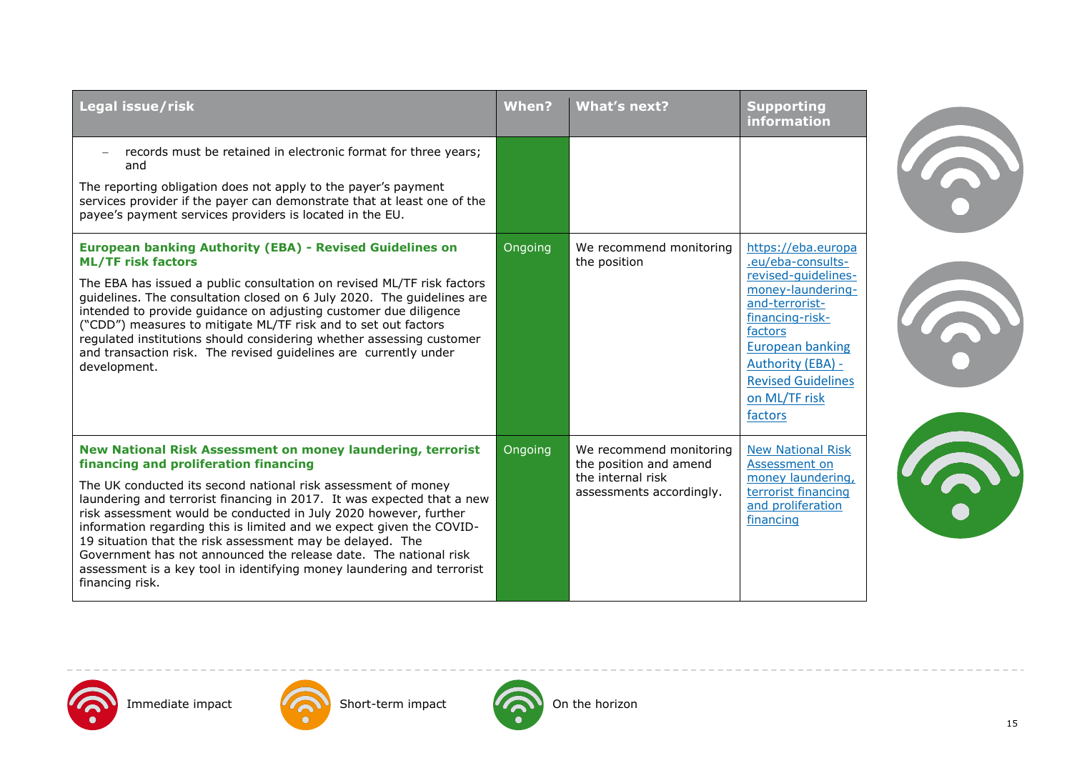| Legal issue/risk | When? | What's next? | Supporting information |
|---|---|---|---|
| – records must be retained in electronic format for three years; and<br><br>The reporting obligation does not apply to the payer's payment services provider if the payer can demonstrate that at least one of the payee's payment services providers is located in the EU. | | | |
| **European banking Authority (EBA) - Revised Guidelines on ML/TF risk factors**<br><br>The EBA has issued a public consultation on revised ML/TF risk factors guidelines. The consultation closed on 6 July 2020. The guidelines are intended to provide guidance on adjusting customer due diligence ("CDD") measures to mitigate ML/TF risk and to set out factors regulated institutions should considering whether assessing customer and transaction risk. The revised guidelines are currently under development. | Ongoing | We recommend monitoring the position | https://eba.europa.eu/eba-consults-revised-guidelines-money-laundering-and-terrorist-financing-risk-factors<br>European banking Authority (EBA) - Revised Guidelines on ML/TF risk factors |
| **New National Risk Assessment on money laundering, terrorist financing and proliferation financing**<br><br>The UK conducted its second national risk assessment of money laundering and terrorist financing in 2017. It was expected that a new risk assessment would be conducted in July 2020 however, further information regarding this is limited and we expect given the COVID-19 situation that the risk assessment may be delayed. The Government has not announced the release date. The national risk assessment is a key tool in identifying money laundering and terrorist financing risk. | Ongoing | We recommend monitoring the position and amend the internal risk assessments accordingly. | New National Risk Assessment on money laundering, terrorist financing and proliferation financing |

Immediate impact | Short-term impact | On the horizon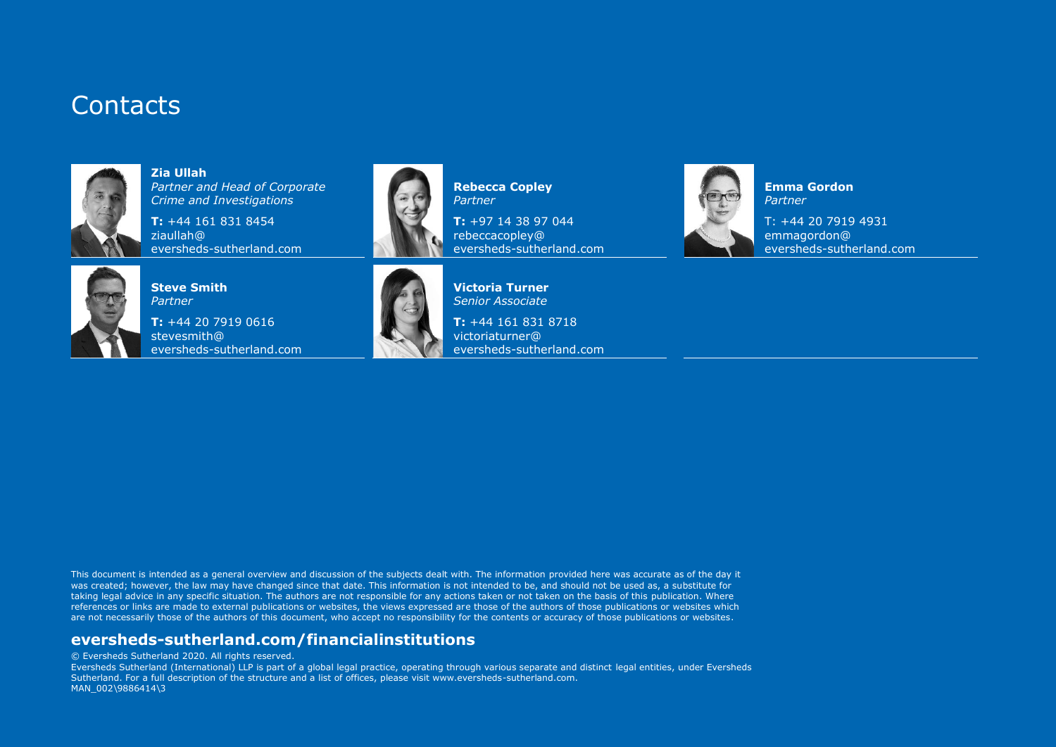# Contacts

**Zia Ullah**
*Partner and Head of Corporate Crime and Investigations*
**T:** +44 161 831 8454
ziaullah@
eversheds-sutherland.com

**Rebecca Copley**
*Partner*
**T:** +97 14 38 97 044
rebeccacopley@
eversheds-sutherland.com

**Emma Gordon**
*Partner*
T: +44 20 7919 4931
emmagordon@
eversheds-sutherland.com

**Steve Smith**
*Partner*
**T:** +44 20 7919 0616
stevesmith@
eversheds-sutherland.com

**Victoria Turner**
*Senior Associate*
**T:** +44 161 831 8718
victoriaturner@
eversheds-sutherland.com

This document is intended as a general overview and discussion of the subjects dealt with. The information provided here was accurate as of the day it was created; however, the law may have changed since that date. This information is not intended to be, and should not be used as, a substitute for taking legal advice in any specific situation. The authors are not responsible for any actions taken or not taken on the basis of this publication. Where references or links are made to external publications or websites, the views expressed are those of the authors of those publications or websites which are not necessarily those of the authors of this document, who accept no responsibility for the contents or accuracy of those publications or websites.

**eversheds-sutherland.com/financialinstitutions**

© Eversheds Sutherland 2020. All rights reserved.
Eversheds Sutherland (International) LLP is part of a global legal practice, operating through various separate and distinct legal entities, under Eversheds Sutherland. For a full description of the structure and a list of offices, please visit www.eversheds-sutherland.com.
MAN_002\9886414\3